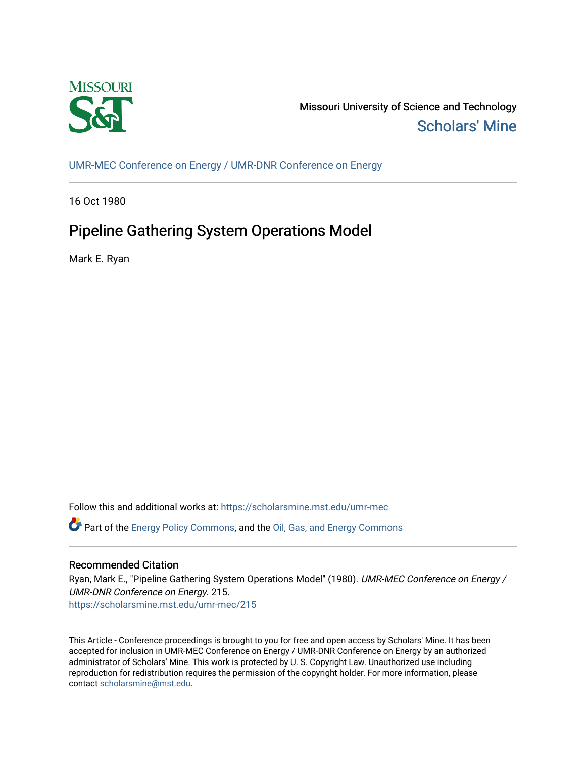Missouri University of Science and Technology

Scholars' Mine

UMR-MEC Conference on Energy / UMR-DNR Conference on Energy

16 Oct 1980

# Pipeline Gathering System Operations Model

Mark E. Ryan

Follow this and additional works at: https://scholarsmine.mst.edu/umr-mec

Part of the Energy Policy Commons, and the Oil, Gas, and Energy Commons

## Recommended Citation

Ryan, Mark E., "Pipeline Gathering System Operations Model" (1980). *UMR-MEC Conference on Energy / UMR-DNR Conference on Energy*. 215.
https://scholarsmine.mst.edu/umr-mec/215

This Article - Conference proceedings is brought to you for free and open access by Scholars' Mine. It has been accepted for inclusion in UMR-MEC Conference on Energy / UMR-DNR Conference on Energy by an authorized administrator of Scholars' Mine. This work is protected by U. S. Copyright Law. Unauthorized use including reproduction for redistribution requires the permission of the copyright holder. For more information, please contact scholarsmine@mst.edu.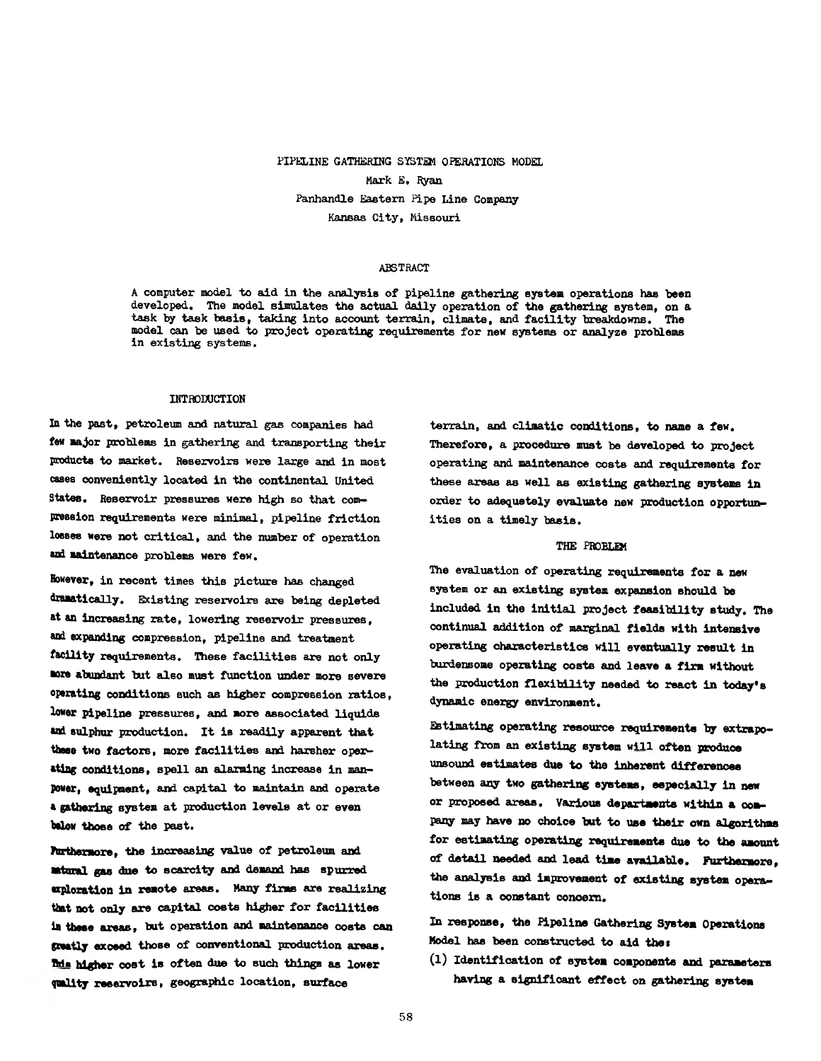# PIPELINE GATHERING SYSTEM OPERATIONS MODEL

Mark E. Ryan
Panhandle Eastern Pipe Line Company
Kansas City, Missouri

## ABSTRACT

A computer model to aid in the analysis of pipeline gathering system operations has been developed. The model simulates the actual daily operation of the gathering system, on a task by task basis, taking into account terrain, climate, and facility breakdowns. The model can be used to project operating requirements for new systems or analyze problems in existing systems.

## INTRODUCTION

In the past, petroleum and natural gas companies had few major problems in gathering and transporting their products to market. Reservoirs were large and in most cases conveniently located in the continental United States. Reservoir pressures were high so that compression requirements were minimal, pipeline friction losses were not critical, and the number of operation and maintenance problems were few.

However, in recent times this picture has changed dramatically. Existing reservoirs are being depleted at an increasing rate, lowering reservoir pressures, and expanding compression, pipeline and treatment facility requirements. These facilities are not only more abundant but also must function under more severe operating conditions such as higher compression ratios, lower pipeline pressures, and more associated liquids and sulphur production. It is readily apparent that these two factors, more facilities and harsher operating conditions, spell an alarming increase in manpower, equipment, and capital to maintain and operate a gathering system at production levels at or even below those of the past.

Furthermore, the increasing value of petroleum and natural gas due to scarcity and demand has spurred exploration in remote areas. Many firms are realizing that not only are capital costs higher for facilities in these areas, but operation and maintenance costs can greatly exceed those of conventional production areas. This higher cost is often due to such things as lower quality reservoirs, geographic location, surface terrain, and climatic conditions, to name a few. Therefore, a procedure must be developed to project operating and maintenance costs and requirements for these areas as well as existing gathering systems in order to adequately evaluate new production opportunities on a timely basis.

## THE PROBLEM

The evaluation of operating requirements for a new system or an existing system expansion should be included in the initial project feasibility study. The continual addition of marginal fields with intensive operating characteristics will eventually result in burdensome operating costs and leave a firm without the production flexibility needed to react in today's dynamic energy environment.

Estimating operating resource requirements by extrapolating from an existing system will often produce unsound estimates due to the inherent differences between any two gathering systems, especially in new or proposed areas. Various departments within a company may have no choice but to use their own algorithms for estimating operating requirements due to the amount of detail needed and lead time available. Furthermore, the analysis and improvement of existing system operations is a constant concern.

In response, the Pipeline Gathering System Operations Model has been constructed to aid the:

(1) Identification of system components and parameters having a significant effect on gathering system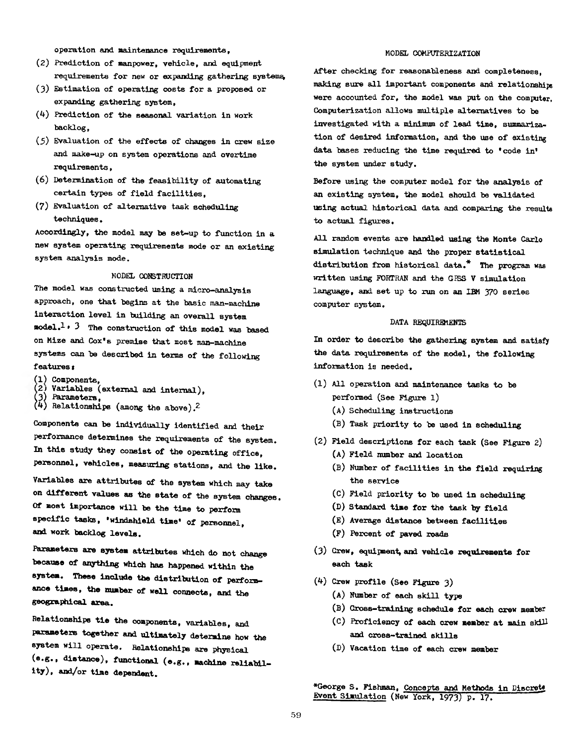operation and maintenance requirements,

(2) Prediction of manpower, vehicle, and equipment requirements for new or expanding gathering systems,
(3) Estimation of operating costs for a proposed or expanding gathering system,
(4) Prediction of the seasonal variation in work backlog,
(5) Evaluation of the effects of changes in crew size and make-up on system operations and overtime requirements,
(6) Determination of the feasibility of automating certain types of field facilities,
(7) Evaluation of alternative task scheduling techniques.

Accordingly, the model may be set-up to function in a new system operating requirements mode or an existing system analysis mode.

## MODEL CONSTRUCTION

The model was constructed using a micro-analysis approach, one that begins at the basic man-machine interaction level in building an overall system model.[1, 3] The construction of this model was based on Mize and Cox's premise that most man-machine systems can be described in terms of the following features:

(1) Components,
(2) Variables (external and internal),
(3) Parameters,
(4) Relationships (among the above).[2]

Components can be individually identified and their performance determines the requirements of the system. In this study they consist of the operating office, personnel, vehicles, measuring stations, and the like.

Variables are attributes of the system which may take on different values as the state of the system changes. Of most importance will be the time to perform specific tasks, 'windshield time' of personnel, and work backlog levels.

Parameters are system attributes which do not change because of anything which has happened within the system. These include the distribution of performance times, the number of well connects, and the geographical area.

Relationships tie the components, variables, and parameters together and ultimately determine how the system will operate. Relationships are physical (e.g., distance), functional (e.g., machine reliability), and/or time dependent.

## MODEL COMPUTERIZATION

After checking for reasonableness and completeness, making sure all important components and relationships were accounted for, the model was put on the computer. Computerization allows multiple alternatives to be investigated with a minimum of lead time, summarization of desired information, and the use of existing data bases reducing the time required to 'code in' the system under study.

Before using the computer model for the analysis of an existing system, the model should be validated using actual historical data and comparing the results to actual figures.

All random events are handled using the Monte Carlo simulation technique and the proper statistical distribution from historical data.* The program was written using FORTRAN and the GPSS V simulation language, and set up to run on an IBM 370 series computer system.

## DATA REQUIREMENTS

In order to describe the gathering system and satisfy the data requirements of the model, the following information is needed.

(1) All operation and maintenance tasks to be performed (See Figure 1)
   (A) Scheduling instructions
   (B) Task priority to be used in scheduling
(2) Field descriptions for each task (See Figure 2)
   (A) Field number and location
   (B) Number of facilities in the field requiring the service
   (C) Field priority to be used in scheduling
   (D) Standard time for the task by field
   (E) Average distance between facilities
   (F) Percent of paved roads
(3) Crew, equipment, and vehicle requirements for each task
(4) Crew profile (See Figure 3)
   (A) Number of each skill type
   (B) Cross-training schedule for each crew member
   (C) Proficiency of each crew member at main skill and cross-trained skills
   (D) Vacation time of each crew member

*George S. Fishman, Concepts and Methods in Discrete Event Simulation (New York, 1973) p. 17.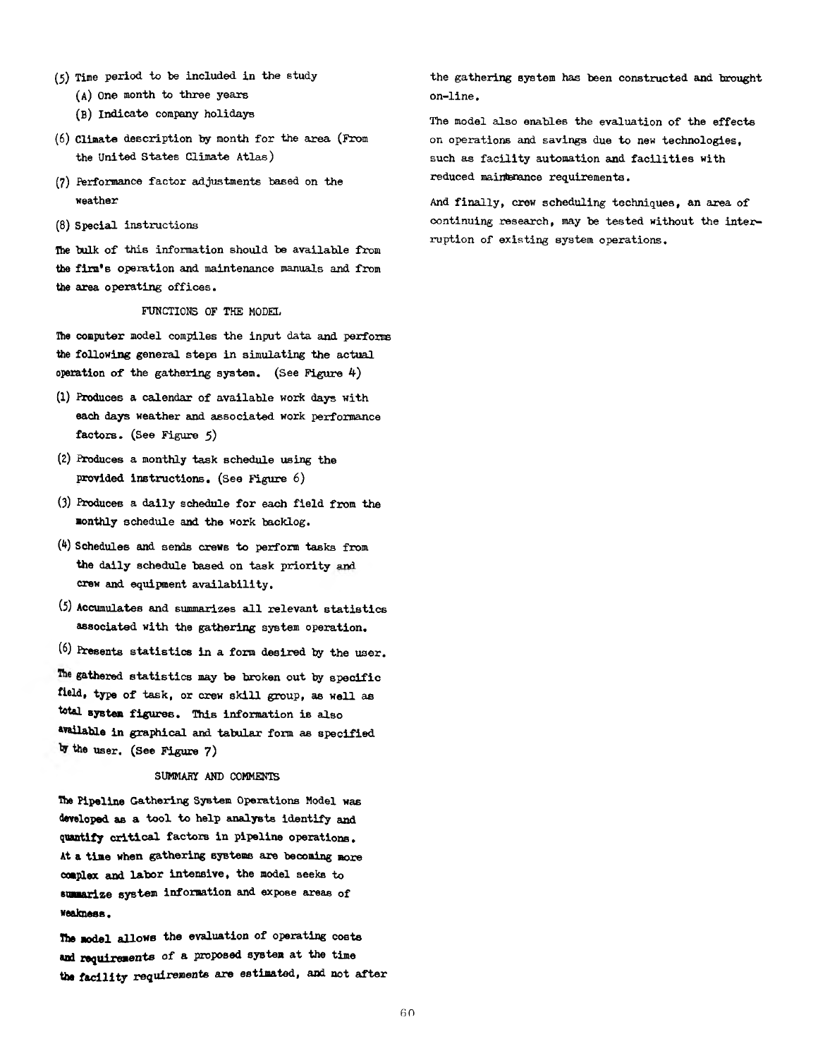(5) Time period to be included in the study
   (A) One month to three years
   (B) Indicate company holidays

(6) Climate description by month for the area (From the United States Climate Atlas)

(7) Performance factor adjustments based on the weather

(8) Special instructions

The bulk of this information should be available from the firm's operation and maintenance manuals and from the area operating offices.

## FUNCTIONS OF THE MODEL

The computer model compiles the input data and performs the following general steps in simulating the actual operation of the gathering system. (See Figure 4)

(1) Produces a calendar of available work days with each days weather and associated work performance factors. (See Figure 5)

(2) Produces a monthly task schedule using the provided instructions. (See Figure 6)

(3) Produces a daily schedule for each field from the monthly schedule and the work backlog.

(4) Schedules and sends crews to perform tasks from the daily schedule based on task priority and crew and equipment availability.

(5) Accumulates and summarizes all relevant statistics associated with the gathering system operation.

(6) Presents statistics in a form desired by the user.

The gathered statistics may be broken out by specific field, type of task, or crew skill group, as well as total system figures. This information is also available in graphical and tabular form as specified by the user. (See Figure 7)

## SUMMARY AND COMMENTS

The Pipeline Gathering System Operations Model was developed as a tool to help analysts identify and quantify critical factors in pipeline operations. At a time when gathering systems are becoming more complex and labor intensive, the model seeks to summarize system information and expose areas of weakness.

The model allows the evaluation of operating costs and requirements of a proposed system at the time the facility requirements are estimated, and not after the gathering system has been constructed and brought on-line.

The model also enables the evaluation of the effects on operations and savings due to new technologies, such as facility automation and facilities with reduced maintenance requirements.

And finally, crew scheduling techniques, an area of continuing research, may be tested without the interruption of existing system operations.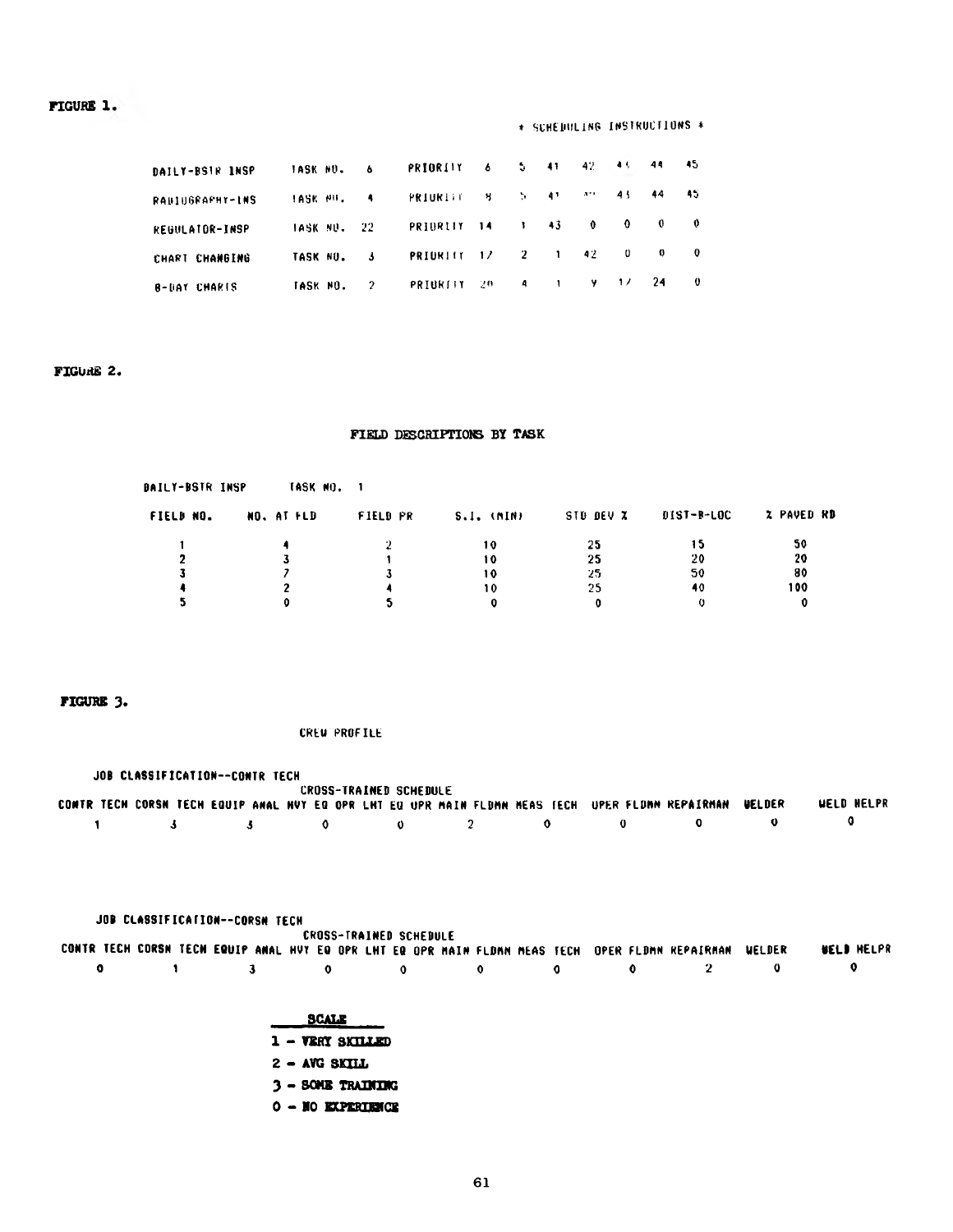FIGURE 1.

\* SCHEDULING INSTRUCTIONS \*

| | | | | | | | | | |
|---|---|---|---|---|---|---|---|---|---|
| DAILY-BSTR INSP | TASK NO. 6 | PRIORITY 6 | 5 | 41 | 42 | 43 | 44 | 45 | |
| RADIOGRAPHY-INS | TASK NO. 4 | PRIORITY 8 | 5 | 41 | 42 | 43 | 44 | 45 | |
| REGULATOR-INSP | TASK NO. 22 | PRIORITY 14 | 1 | 43 | 0 | 0 | 0 | 0 | |
| CHART CHANGING | TASK NO. 3 | PRIORITY 17 | 2 | 1 | 42 | 0 | 0 | 0 | |
| 8-DAY CHARTS | TASK NO. 2 | PRIORITY 20 | 4 | 1 | 9 | 17 | 24 | 0 | |

FIGURE 2.

FIELD DESCRIPTIONS BY TASK

DAILY-BSTR INSP TASK NO. 1

| FIELD NO. | NO. AT FLD | FIELD PR | S.I. (MIN) | STD DEV % | DIST-B-LOC | % PAVED RD |
|---|---|---|---|---|---|---|
| 1 | 4 | 2 | 10 | 25 | 15 | 50 |
| 2 | 3 | 1 | 10 | 25 | 20 | 20 |
| 3 | 7 | 3 | 10 | 25 | 50 | 80 |
| 4 | 2 | 4 | 10 | 25 | 40 | 100 |
| 5 | 0 | 5 | 0 | 0 | 0 | 0 |

FIGURE 3.

CREW PROFILE

JOB CLASSIFICATION--CONTR TECH

CROSS-TRAINED SCHEDULE

| CONTR TECH | CORSN TECH | EQUIP ANAL | HVY EQ OPR | LHT EQ OPR | MAIN FLDMN | MEAS TECH | OPER FLDMN | REPAIRMAN | WELDER | WELD HELPR |
|---|---|---|---|---|---|---|---|---|---|---|
| 1 | 3 | 3 | 0 | 0 | 2 | 0 | 0 | 0 | 0 | 0 |

JOB CLASSIFICATION--CORSN TECH

CROSS-TRAINED SCHEDULE

| CONTR TECH | CORSN TECH | EQUIP ANAL | HVY EQ OPR | LHT EQ OPR | MAIN FLDMN | MEAS TECH | OPER FLDMN | REPAIRMAN | WELDER | WELD HELPR |
|---|---|---|---|---|---|---|---|---|---|---|
| 0 | 1 | 3 | 0 | 0 | 0 | 0 | 0 | 2 | 0 | 0 |

**SCALE**

**1 - VERY SKILLED**

**2 - AVG SKILL**

**3 - SOME TRAINING**

**0 - NO EXPERIENCE**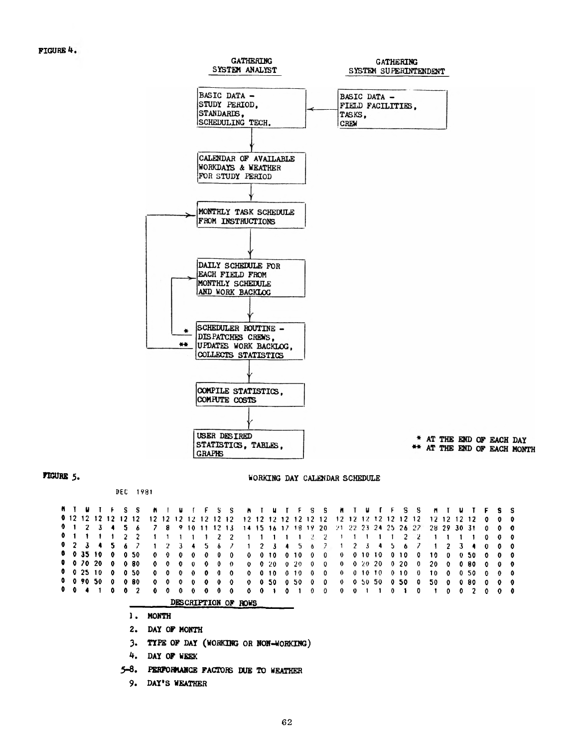FIGURE 4.

GATHERING SYSTEM ANALYST

GATHERING SYSTEM SUPERINTENDENT

BASIC DATA - STUDY PERIOD, STANDARDS, SCHEDULING TECH.

BASIC DATA - FIELD FACILITIES, TASKS, CREW

CALENDAR OF AVAILABLE WORKDAYS & WEATHER FOR STUDY PERIOD

MONTHLY TASK SCHEDULE FROM INSTRUCTIONS

DAILY SCHEDULE FOR EACH FIELD FROM MONTHLY SCHEDULE AND WORK BACKLOG

SCHEDULER ROUTINE - DISPATCHES CREWS, UPDATES WORK BACKLOG, COLLECTS STATISTICS

COMPILE STATISTICS, COMPUTE COSTS

USER DESIRED STATISTICS, TABLES, GRAPHS

\* AT THE END OF EACH DAY

\*\* AT THE END OF EACH MONTH

FIGURE 5.

WORKING DAY CALENDAR SCHEDULE

DEC 1981

| M | T | W | T | F | S | S | M | T | W | T | F | S | S | M | T | W | T | F | S | S | M | T | W | T | F | S | S | M | T | W | T | F | S | S |
|---|---|---|---|---|---|---|---|---|---|---|---|---|---|---|---|---|---|---|---|---|---|---|---|---|---|---|---|---|---|---|---|---|---|---|
| 0 | 12 | 12 | 12 | 12 | 12 | 12 | 12 | 12 | 12 | 12 | 12 | 12 | 12 | 12 | 12 | 12 | 12 | 12 | 12 | 12 | 12 | 12 | 12 | 12 | 12 | 12 | 12 | 12 | 12 | 12 | 12 | 0 | 0 | 0 |
| 0 | 1 | 2 | 3 | 4 | 5 | 6 | 7 | 8 | 9 | 10 | 11 | 12 | 13 | 14 | 15 | 16 | 17 | 18 | 19 | 20 | 21 | 22 | 23 | 24 | 25 | 26 | 27 | 28 | 29 | 30 | 31 | 0 | 0 | 0 |
| 0 | 1 | 1 | 1 | 1 | 2 | 2 | 1 | 1 | 1 | 1 | 1 | 2 | 2 | 1 | 1 | 1 | 1 | 1 | 2 | 2 | 1 | 1 | 1 | 1 | 1 | 2 | 2 | 1 | 1 | 1 | 1 | 0 | 0 | 0 |
| 0 | 2 | 3 | 4 | 5 | 6 | 7 | 1 | 2 | 3 | 4 | 5 | 6 | 7 | 1 | 2 | 3 | 4 | 5 | 6 | 7 | 1 | 2 | 3 | 4 | 5 | 6 | 7 | 1 | 2 | 3 | 4 | 0 | 0 | 0 |
| 0 | 0 | 35 | 10 | 0 | 0 | 50 | 0 | 0 | 0 | 0 | 0 | 0 | 0 | 0 | 0 | 10 | 0 | 10 | 0 | 0 | 0 | 0 | 10 | 10 | 0 | 10 | 0 | 10 | 0 | 0 | 50 | 0 | 0 | 0 |
| 0 | 0 | 70 | 20 | 0 | 0 | 80 | 0 | 0 | 0 | 0 | 0 | 0 | 0 | 0 | 0 | 20 | 0 | 20 | 0 | 0 | 0 | 0 | 20 | 20 | 0 | 20 | 0 | 20 | 0 | 0 | 80 | 0 | 0 | 0 |
| 0 | 0 | 25 | 10 | 0 | 0 | 50 | 0 | 0 | 0 | 0 | 0 | 0 | 0 | 0 | 0 | 10 | 0 | 10 | 0 | 0 | 0 | 0 | 10 | 10 | 0 | 10 | 0 | 10 | 0 | 0 | 50 | 0 | 0 | 0 |
| 0 | 0 | 90 | 50 | 0 | 0 | 80 | 0 | 0 | 0 | 0 | 0 | 0 | 0 | 0 | 0 | 50 | 0 | 50 | 0 | 0 | 0 | 0 | 50 | 50 | 0 | 50 | 0 | 50 | 0 | 0 | 80 | 0 | 0 | 0 |
| 0 | 0 | 4 | 1 | 0 | 0 | 2 | 0 | 0 | 0 | 0 | 0 | 0 | 0 | 0 | 0 | 1 | 0 | 1 | 0 | 0 | 0 | 0 | 1 | 1 | 0 | 1 | 0 | 1 | 0 | 0 | 2 | 0 | 0 | 0 |

DESCRIPTION OF ROWS

1. MONTH
2. DAY OF MONTH
3. TYPE OF DAY (WORKING OR NON-WORKING)
4. DAY OF WEEK

5-8. PERFORMANCE FACTORS DUE TO WEATHER

9. DAY'S WEATHER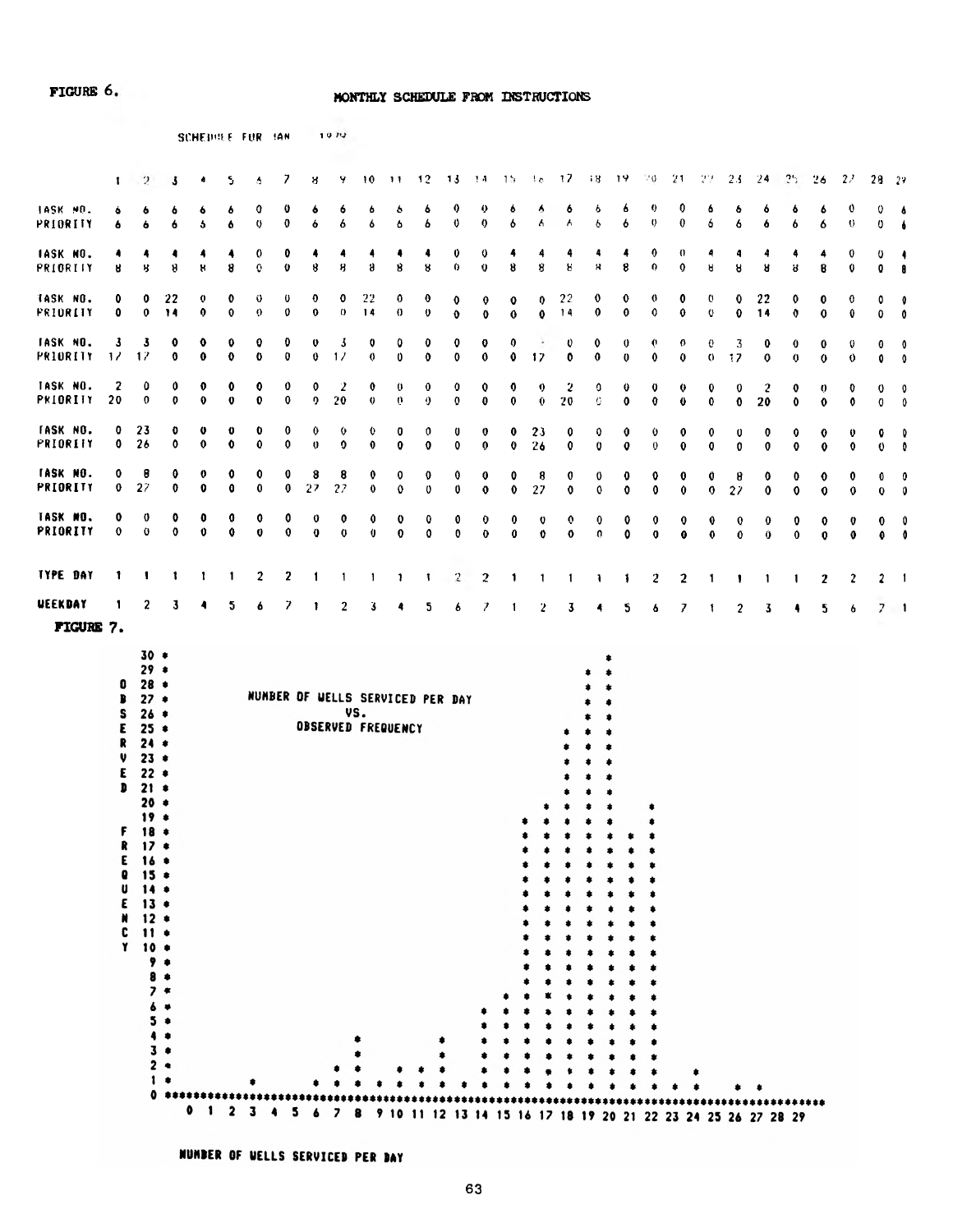**FIGURE 6.** MONTHLY SCHEDULE FROM INSTRUCTIONS

SCHEDULE FOR JAN 1979

| | 1 | 2 | 3 | 4 | 5 | 6 | 7 | 8 | 9 | 10 | 11 | 12 | 13 | 14 | 15 | 16 | 17 | 18 | 19 | 20 | 21 | 22 | 23 | 24 | 25 | 26 | 27 | 28 | 29 |
|---|---|---|---|---|---|---|---|---|---|---|---|---|---|---|---|---|---|---|---|---|---|---|---|---|---|---|---|---|---|
| TASK NO. | 6 | 6 | 6 | 6 | 6 | 0 | 0 | 6 | 6 | 6 | 6 | 6 | 0 | 0 | 6 | 6 | 6 | 6 | 6 | 0 | 0 | 6 | 6 | 6 | 6 | 6 | 0 | 0 | 6 |
| PRIORITY | 6 | 6 | 6 | 6 | 6 | 0 | 0 | 6 | 6 | 6 | 6 | 6 | 0 | 0 | 6 | 6 | 6 | 6 | 6 | 0 | 0 | 6 | 6 | 6 | 6 | 6 | 0 | 0 | 6 |
| TASK NO. | 4 | 4 | 4 | 4 | 4 | 0 | 0 | 4 | 4 | 4 | 4 | 4 | 0 | 0 | 4 | 4 | 4 | 4 | 4 | 0 | 0 | 4 | 4 | 4 | 4 | 4 | 0 | 0 | 4 |
| PRIORITY | 8 | 8 | 8 | 8 | 8 | 0 | 0 | 8 | 8 | 8 | 8 | 8 | 0 | 0 | 8 | 8 | 8 | 8 | 8 | 0 | 0 | 8 | 8 | 8 | 8 | 8 | 0 | 0 | 8 |
| TASK NO. | 0 | 0 | 22 | 0 | 0 | 0 | 0 | 0 | 0 | 22 | 0 | 0 | 0 | 0 | 0 | 0 | 22 | 0 | 0 | 0 | 0 | 0 | 0 | 22 | 0 | 0 | 0 | 0 | 0 |
| PRIORITY | 0 | 0 | 14 | 0 | 0 | 0 | 0 | 0 | 0 | 14 | 0 | 0 | 0 | 0 | 0 | 0 | 14 | 0 | 0 | 0 | 0 | 0 | 0 | 14 | 0 | 0 | 0 | 0 | 0 |
| TASK NO. | 3 | 3 | 0 | 0 | 0 | 0 | 0 | 0 | 3 | 0 | 0 | 0 | 0 | 0 | 0 | 3 | 0 | 0 | 0 | 0 | 0 | 0 | 3 | 0 | 0 | 0 | 0 | 0 | 0 |
| PRIORITY | 17 | 17 | 0 | 0 | 0 | 0 | 0 | 0 | 17 | 0 | 0 | 0 | 0 | 0 | 0 | 17 | 0 | 0 | 0 | 0 | 0 | 0 | 17 | 0 | 0 | 0 | 0 | 0 | 0 |
| TASK NO. | 2 | 0 | 0 | 0 | 0 | 0 | 0 | 0 | 2 | 0 | 0 | 0 | 0 | 0 | 0 | 0 | 2 | 0 | 0 | 0 | 0 | 0 | 0 | 2 | 0 | 0 | 0 | 0 | 0 |
| PRIORITY | 20 | 0 | 0 | 0 | 0 | 0 | 0 | 0 | 20 | 0 | 0 | 0 | 0 | 0 | 0 | 0 | 20 | 0 | 0 | 0 | 0 | 0 | 0 | 20 | 0 | 0 | 0 | 0 | 0 |
| TASK NO. | 0 | 23 | 0 | 0 | 0 | 0 | 0 | 0 | 0 | 0 | 0 | 0 | 0 | 0 | 0 | 23 | 0 | 0 | 0 | 0 | 0 | 0 | 0 | 0 | 0 | 0 | 0 | 0 | 0 |
| PRIORITY | 0 | 26 | 0 | 0 | 0 | 0 | 0 | 0 | 0 | 0 | 0 | 0 | 0 | 0 | 0 | 26 | 0 | 0 | 0 | 0 | 0 | 0 | 0 | 0 | 0 | 0 | 0 | 0 | 0 |
| TASK NO. | 0 | 8 | 0 | 0 | 0 | 0 | 0 | 8 | 8 | 0 | 0 | 0 | 0 | 0 | 0 | 8 | 0 | 0 | 0 | 0 | 0 | 0 | 8 | 0 | 0 | 0 | 0 | 0 | 0 |
| PRIORITY | 0 | 27 | 0 | 0 | 0 | 0 | 0 | 27 | 27 | 0 | 0 | 0 | 0 | 0 | 0 | 27 | 0 | 0 | 0 | 0 | 0 | 0 | 27 | 0 | 0 | 0 | 0 | 0 | 0 |
| TASK NO. | 0 | 0 | 0 | 0 | 0 | 0 | 0 | 0 | 0 | 0 | 0 | 0 | 0 | 0 | 0 | 0 | 0 | 0 | 0 | 0 | 0 | 0 | 0 | 0 | 0 | 0 | 0 | 0 | 0 |
| PRIORITY | 0 | 0 | 0 | 0 | 0 | 0 | 0 | 0 | 0 | 0 | 0 | 0 | 0 | 0 | 0 | 0 | 0 | 0 | 0 | 0 | 0 | 0 | 0 | 0 | 0 | 0 | 0 | 0 | 0 |
| TYPE DAY | 1 | 1 | 1 | 1 | 1 | 2 | 2 | 1 | 1 | 1 | 1 | 1 | 2 | 2 | 1 | 1 | 1 | 1 | 1 | 2 | 2 | 1 | 1 | 1 | 1 | 2 | 2 | 2 | 1 |
| WEEKDAY | 1 | 2 | 3 | 4 | 5 | 6 | 7 | 1 | 2 | 3 | 4 | 5 | 6 | 7 | 1 | 2 | 3 | 4 | 5 | 6 | 7 | 1 | 2 | 3 | 4 | 5 | 6 | 7 | 1 |

**FIGURE 7.**

NUMBER OF WELLS SERVICED PER DAY
VS.
OBSERVED FREQUENCY

OBSERVED FREQUENCY

0 1 2 3 4 5 6 7 8 9 10 11 12 13 14 15 16 17 18 19 20 21 22 23 24 25 26 27 28 29 30

NUMBER OF WELLS SERVICED PER DAY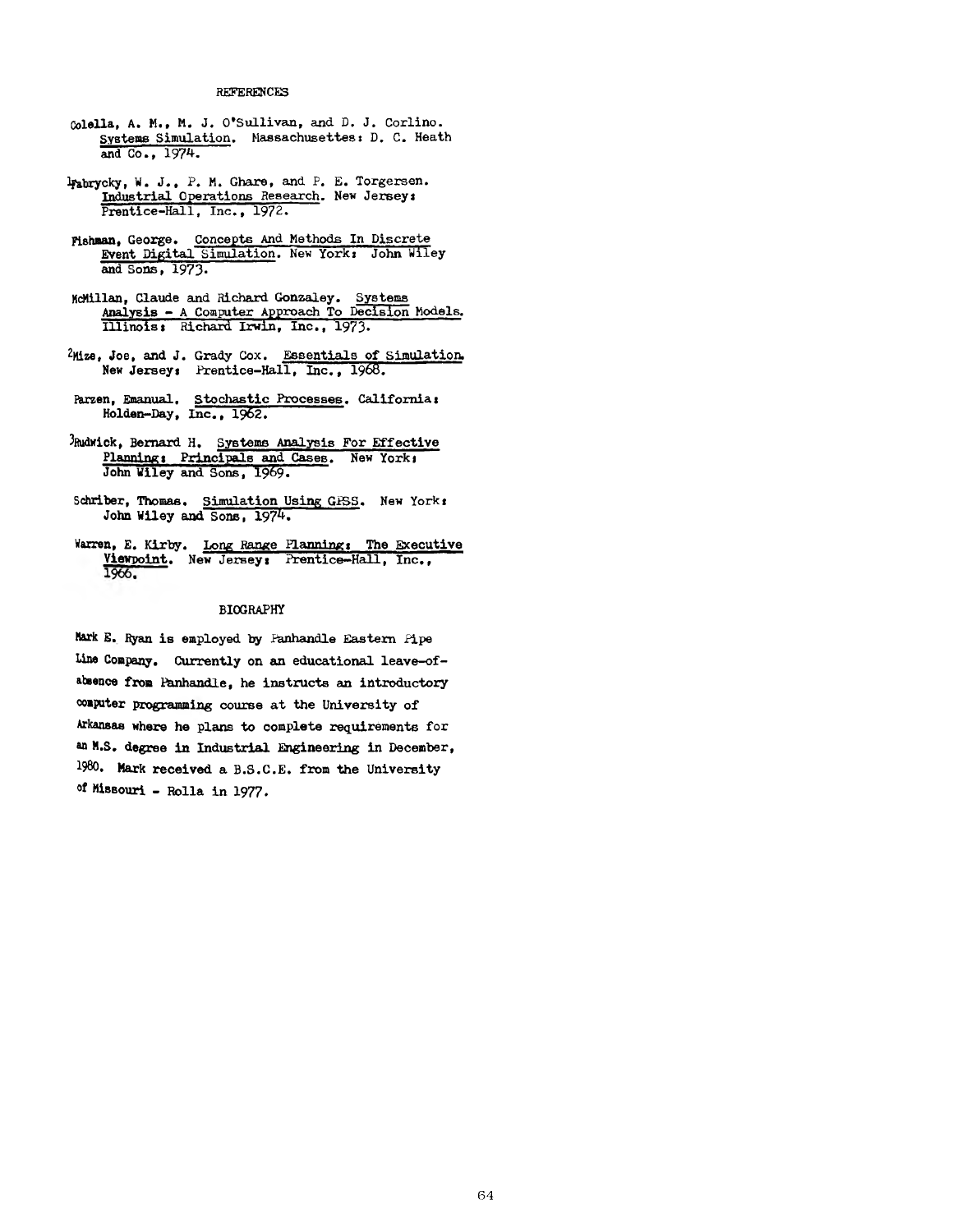## REFERENCES

Colella, A. M., M. J. O'Sullivan, and D. J. Corlino. Systems Simulation. Massachusettes: D. C. Heath and Co., 1974.

[1]Fabrycky, W. J., P. M. Ghare, and P. E. Torgersen. Industrial Operations Research. New Jersey: Prentice-Hall, Inc., 1972.

Fishman, George. Concepts And Methods In Discrete Event Digital Simulation. New York: John Wiley and Sons, 1973.

McMillan, Claude and Richard Gonzaley. Systems Analysis - A Computer Approach To Decision Models. Illinois: Richard Irwin, Inc., 1973.

[2]Mize, Joe, and J. Grady Cox. Essentials of Simulation. New Jersey: Prentice-Hall, Inc., 1968.

Parzen, Emanual. Stochastic Processes. California: Holden-Day, Inc., 1962.

[3]Rudwick, Bernard H. Systems Analysis For Effective Planning: Principals and Cases. New York: John Wiley and Sons, 1969.

Schriber, Thomas. Simulation Using GPSS. New York: John Wiley and Sons, 1974.

Warren, E. Kirby. Long Range Planning: The Executive Viewpoint. New Jersey: Prentice-Hall, Inc., 1966.

## BIOGRAPHY

Mark E. Ryan is employed by Panhandle Eastern Pipe Line Company. Currently on an educational leave-of-absence from Panhandle, he instructs an introductory computer programming course at the University of Arkansas where he plans to complete requirements for an M.S. degree in Industrial Engineering in December, 1980. Mark received a B.S.C.E. from the University of Missouri - Rolla in 1977.